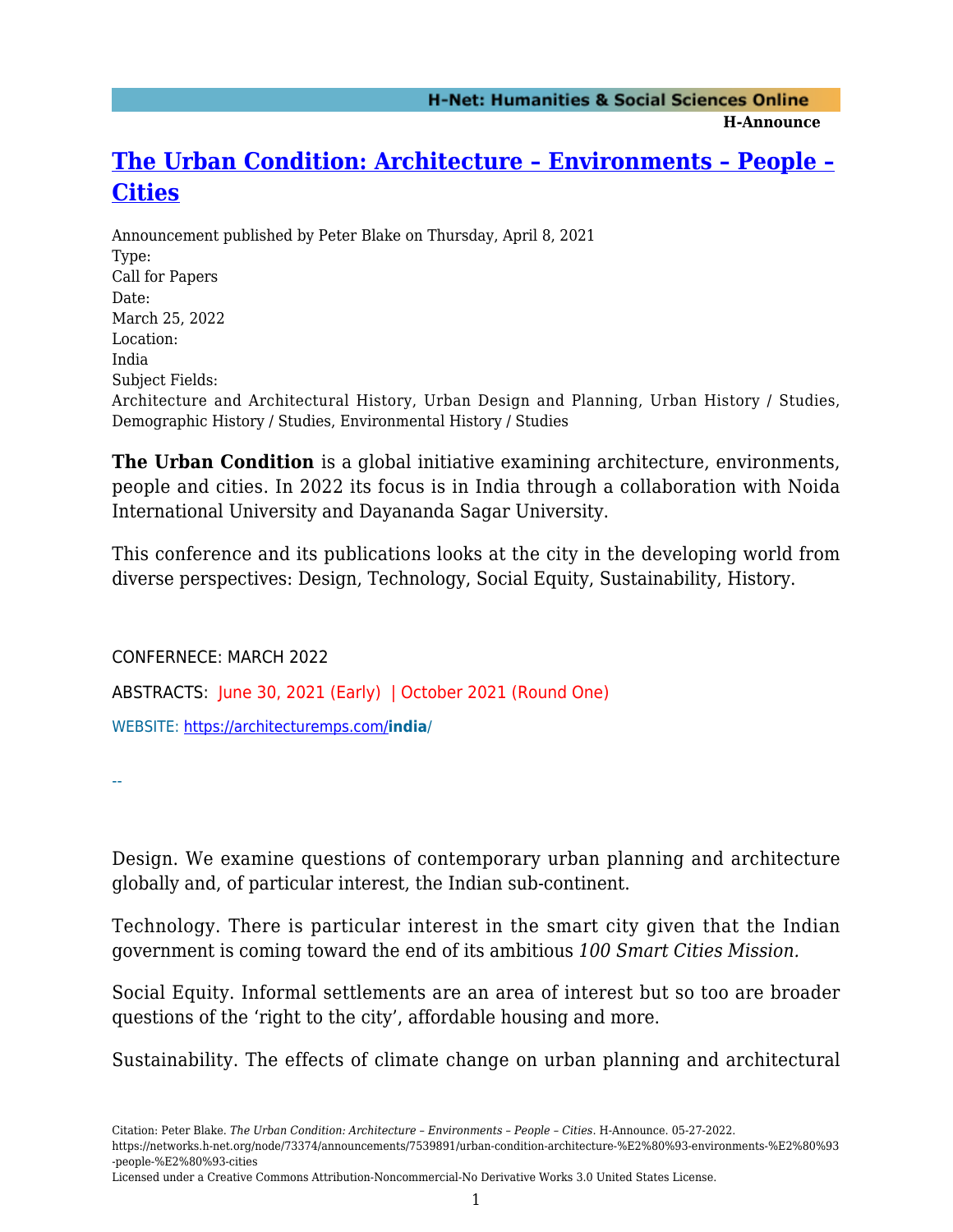# [The Urban Condition: Architecture – Environments – People – Cities](https://networks.h-net.org/node/73374/announcements/7539891/urban-condition-architecture-%E2%80%93-environments-%E2%80%93-people-%E2%80%93-cities)

Announcement published by Peter Blake on Thursday, April 8, 2021

Type:
Call for Papers

Date:
March 25, 2022

Location:
India

Subject Fields:
Architecture and Architectural History, Urban Design and Planning, Urban History / Studies, Demographic History / Studies, Environmental History / Studies

**The Urban Condition** is a global initiative examining architecture, environments, people and cities. In 2022 its focus is in India through a collaboration with Noida International University and Dayananda Sagar University.

This conference and its publications looks at the city in the developing world from diverse perspectives: Design, Technology, Social Equity, Sustainability, History.

CONFERNECE: MARCH 2022

ABSTRACTS: June 30, 2021 (Early) | October 2021 (Round One)

WEBSITE: [https://architecturemps.com/**india**/](https://architecturemps.com/india/)

--

Design. We examine questions of contemporary urban planning and architecture globally and, of particular interest, the Indian sub-continent.

Technology. There is particular interest in the smart city given that the Indian government is coming toward the end of its ambitious *100 Smart Cities Mission.*

Social Equity. Informal settlements are an area of interest but so too are broader questions of the 'right to the city', affordable housing and more.

Sustainability. The effects of climate change on urban planning and architectural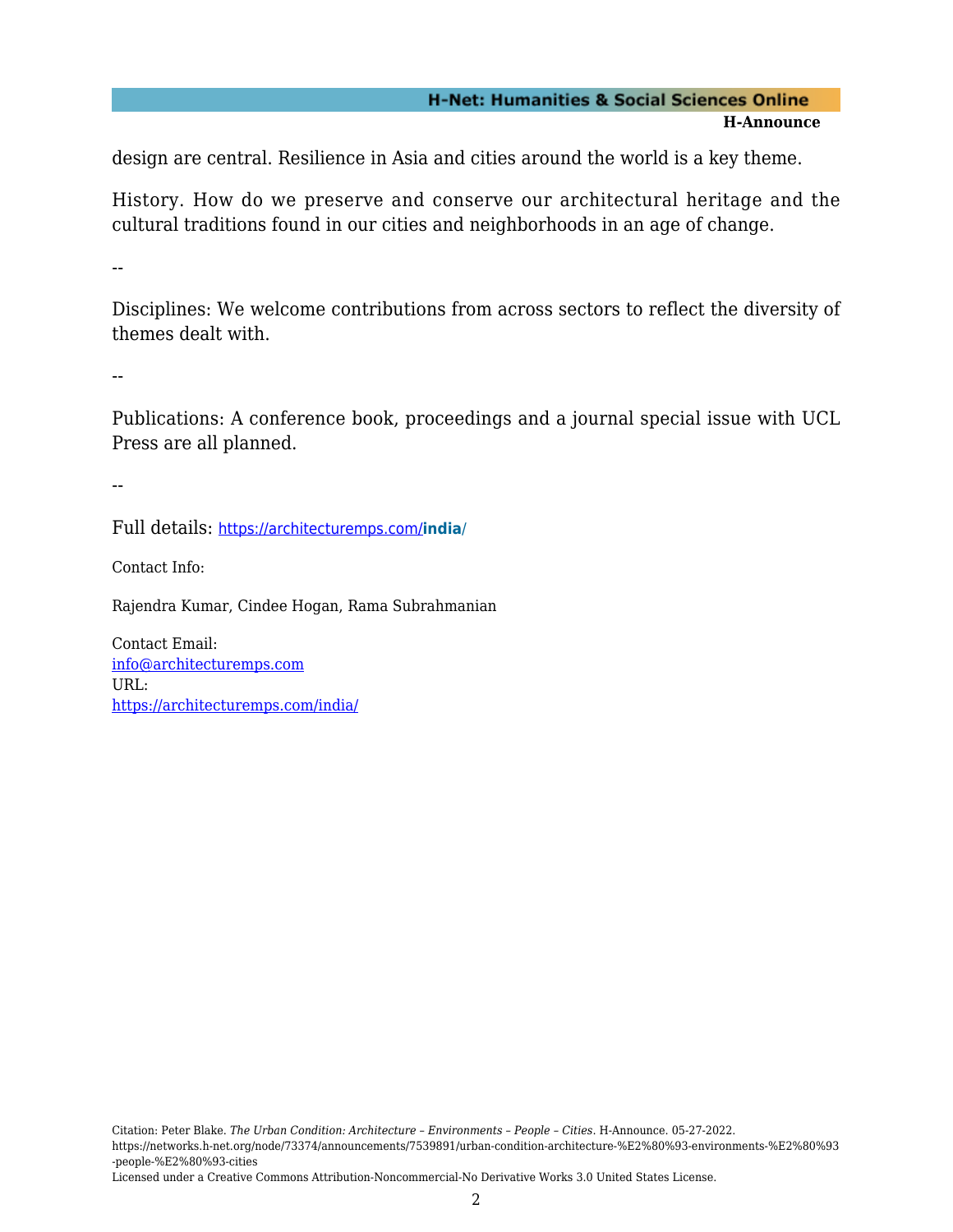design are central. Resilience in Asia and cities around the world is a key theme.

History. How do we preserve and conserve our architectural heritage and the cultural traditions found in our cities and neighborhoods in an age of change.

--

Disciplines: We welcome contributions from across sectors to reflect the diversity of themes dealt with.

--

Publications: A conference book, proceedings and a journal special issue with UCL Press are all planned.

--

Full details: https://architecturemps.com/india/

Contact Info:

Rajendra Kumar, Cindee Hogan, Rama Subrahmanian

Contact Email:
info@architecturemps.com
URL:
https://architecturemps.com/india/

Citation: Peter Blake. *The Urban Condition: Architecture – Environments – People – Cities*. H-Announce. 05-27-2022. https://networks.h-net.org/node/73374/announcements/7539891/urban-condition-architecture-%E2%80%93-environments-%E2%80%93-people-%E2%80%93-cities
Licensed under a Creative Commons Attribution-Noncommercial-No Derivative Works 3.0 United States License.